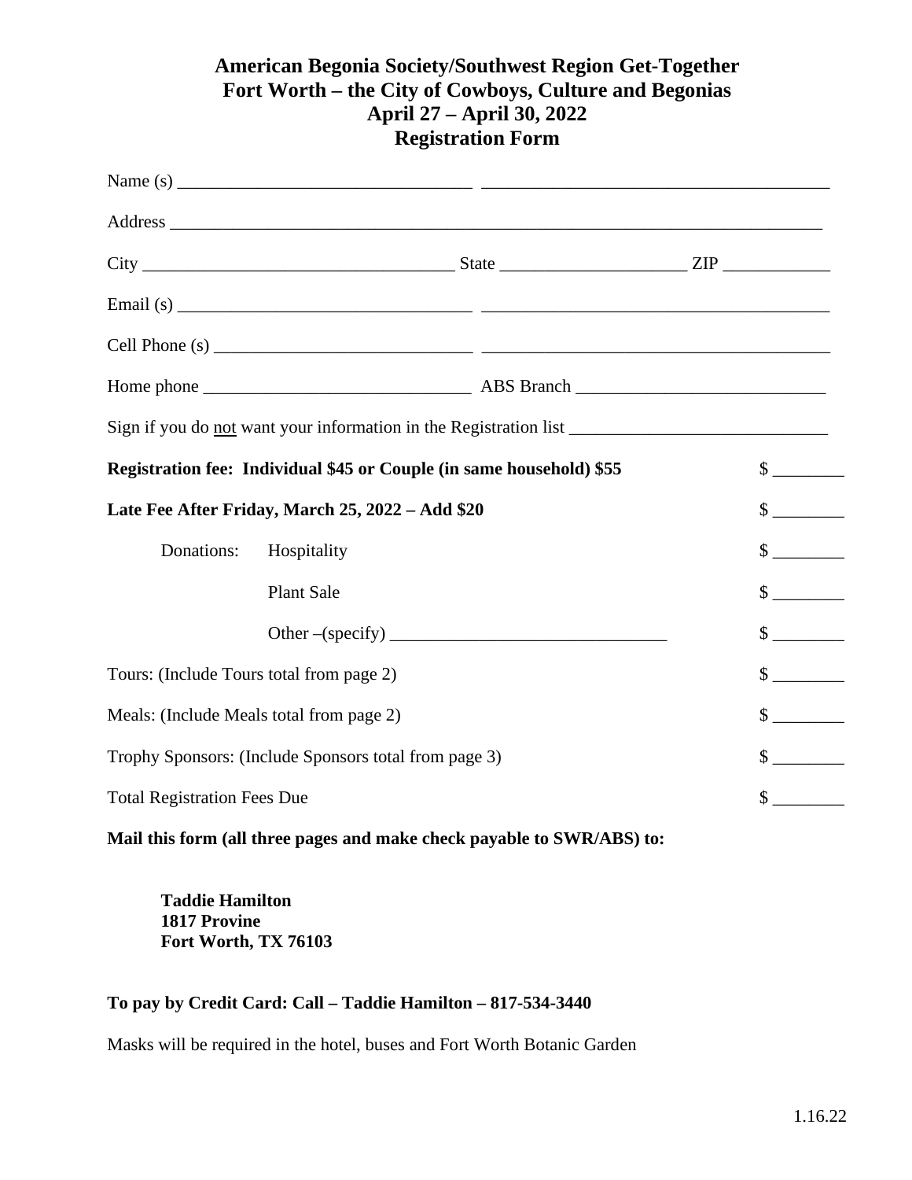# American Begonia Society/Southwest Region Get-Together
# Fort Worth – the City of Cowboys, Culture and Begonias
# April 27 – April 30, 2022
# Registration Form

Name (s) _________________________________ _______________________________________

Address ___________________________________________________________________________

City __________________________________ State _____________________ ZIP ____________

Email (s) _________________________________ _______________________________________

Cell Phone (s) _____________________________ _______________________________________

Home phone ______________________________ ABS Branch ____________________________

Sign if you do not want your information in the Registration list _____________________________

| | | |
|---|---|---|
| **Registration fee: Individual \$45 or Couple (in same household) \$55** | | \$ ________ |
| **Late Fee After Friday, March 25, 2022 – Add \$20** | | \$ ________ |
| Donations: | Hospitality | \$ ________ |
| | Plant Sale | \$ ________ |
| | Other –(specify) _______________________________ | \$ ________ |
| Tours: (Include Tours total from page 2) | | \$ ________ |
| Meals: (Include Meals total from page 2) | | \$ ________ |
| Trophy Sponsors: (Include Sponsors total from page 3) | | \$ ________ |
| Total Registration Fees Due | | \$ ________ |

**Mail this form (all three pages and make check payable to SWR/ABS) to:**

**Taddie Hamilton**
**1817 Provine**
**Fort Worth, TX 76103**

**To pay by Credit Card: Call – Taddie Hamilton – 817-534-3440**

Masks will be required in the hotel, buses and Fort Worth Botanic Garden

1.16.22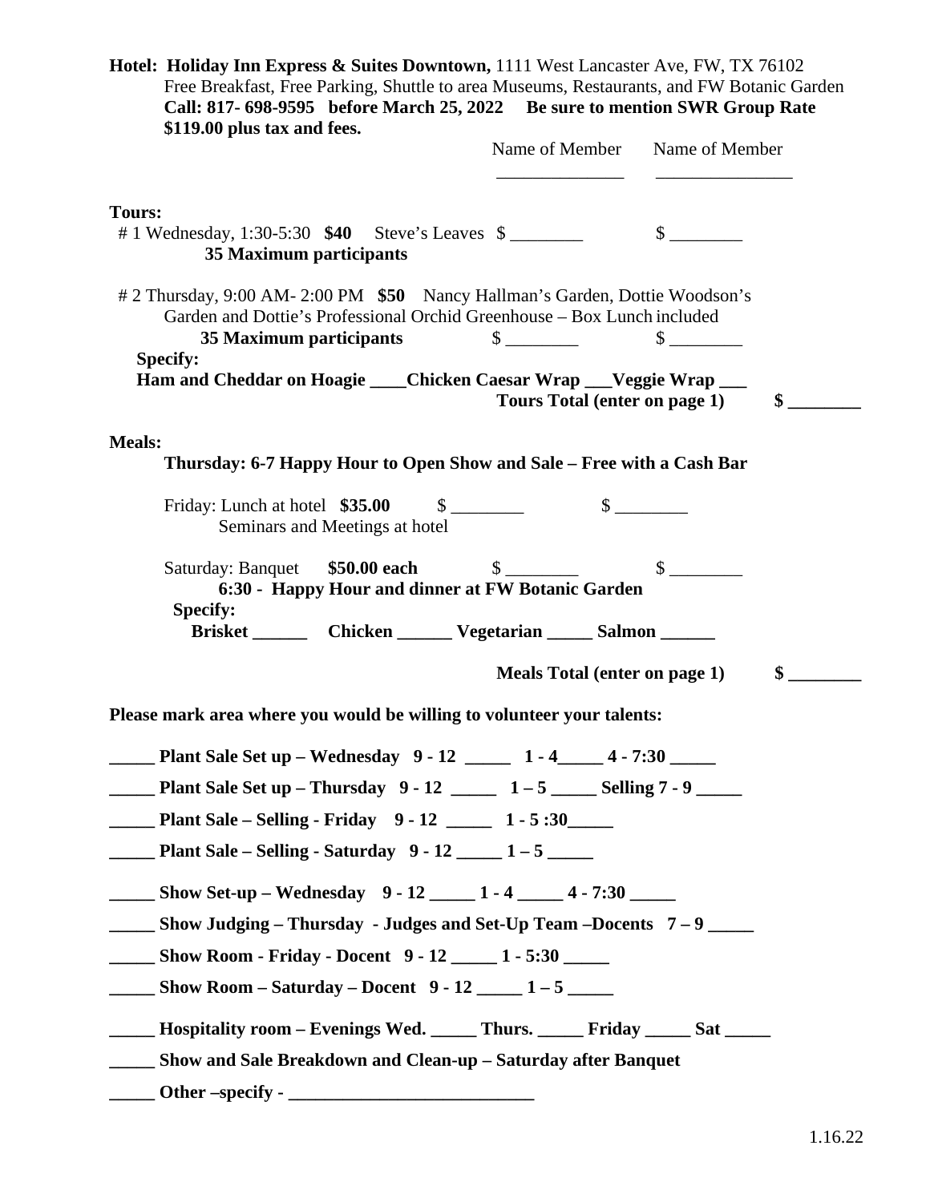**Hotel: Holiday Inn Express & Suites Downtown,** 1111 West Lancaster Ave, FW, TX 76102
Free Breakfast, Free Parking, Shuttle to area Museums, Restaurants, and FW Botanic Garden
**Call: 817- 698-9595 before March 25, 2022 Be sure to mention SWR Group Rate**
**$119.00 plus tax and fees.**

Name of Member ______________ Name of Member _______________

**Tours:**

# 1 Wednesday, 1:30-5:30 **$40** Steve's Leaves $ ________ $ ________
**35 Maximum participants**

# 2 Thursday, 9:00 AM- 2:00 PM **$50** Nancy Hallman's Garden, Dottie Woodson's Garden and Dottie's Professional Orchid Greenhouse – Box Lunch included
**35 Maximum participants** $ ________ $ ________

**Specify:**
**Ham and Cheddar on Hoagie ____Chicken Caesar Wrap ___Veggie Wrap ___**

**Tours Total (enter on page 1) $ ________**

**Meals:**

**Thursday: 6-7 Happy Hour to Open Show and Sale – Free with a Cash Bar**

Friday: Lunch at hotel **$35.00** $ ________ $ ________
Seminars and Meetings at hotel

Saturday: Banquet **$50.00 each** $ ________ $ ________
**6:30 - Happy Hour and dinner at FW Botanic Garden**

**Specify:**
**Brisket ______ Chicken ______ Vegetarian _____ Salmon ______**

**Meals Total (enter on page 1) $ ________**

**Please mark area where you would be willing to volunteer your talents:**

**_____ Plant Sale Set up – Wednesday 9 - 12 _____ 1 - 4_____ 4 - 7:30 _____**

**_____ Plant Sale Set up – Thursday 9 - 12 _____ 1 – 5 _____ Selling 7 - 9 _____**

**_____ Plant Sale – Selling - Friday 9 - 12 _____ 1 - 5 :30_____**

**_____ Plant Sale – Selling - Saturday 9 - 12 _____ 1 – 5 _____**

**_____ Show Set-up – Wednesday 9 - 12 _____ 1 - 4 _____ 4 - 7:30 _____**

**_____ Show Judging – Thursday - Judges and Set-Up Team –Docents 7 – 9 _____**

**_____ Show Room - Friday - Docent 9 - 12 _____ 1 - 5:30 _____**

**_____ Show Room – Saturday – Docent 9 - 12 _____ 1 – 5 _____**

**_____ Hospitality room – Evenings Wed. _____ Thurs. _____ Friday _____ Sat _____**

**_____ Show and Sale Breakdown and Clean-up – Saturday after Banquet**

**_____ Other –specify - ___________________________**

1.16.22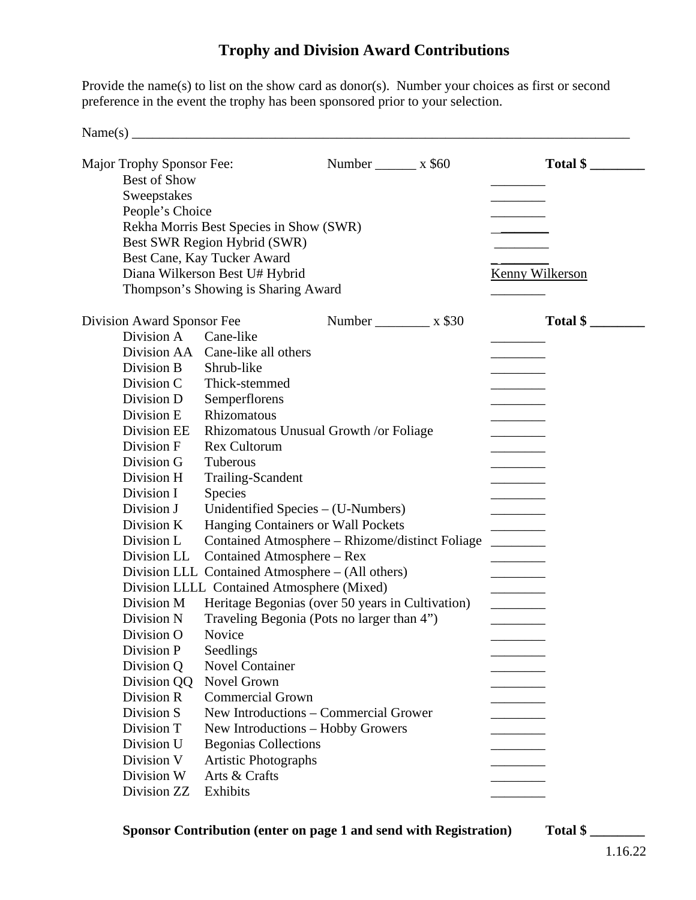# Trophy and Division Award Contributions

Provide the name(s) to list on the show card as donor(s). Number your choices as first or second preference in the event the trophy has been sponsored prior to your selection.

Name(s) ___________________________________________________________________________

| | | |
|---|---|---|
| Major Trophy Sponsor Fee: Number ______ x $60 | | **Total $ ________** |
| Best of Show | ________ | |
| Sweepstakes | ________ | |
| People's Choice | ________ | |
| Rekha Morris Best Species in Show (SWR) | ________ | |
| Best SWR Region Hybrid (SWR) | ________ | |
| Best Cane, Kay Tucker Award | ________ | |
| Diana Wilkerson Best U# Hybrid | Kenny Wilkerson | |
| Thompson's Showing is Sharing Award | ________ | |

| | | | |
|---|---|---|---|
| Division Award Sponsor Fee Number ________ x $30 | | | **Total $ ________** |
| Division A | Cane-like | ________ | |
| Division AA | Cane-like all others | ________ | |
| Division B | Shrub-like | ________ | |
| Division C | Thick-stemmed | ________ | |
| Division D | Semperflorens | ________ | |
| Division E | Rhizomatous | ________ | |
| Division EE | Rhizomatous Unusual Growth /or Foliage | ________ | |
| Division F | Rex Cultorum | ________ | |
| Division G | Tuberous | ________ | |
| Division H | Trailing-Scandent | ________ | |
| Division I | Species | ________ | |
| Division J | Unidentified Species – (U-Numbers) | ________ | |
| Division K | Hanging Containers or Wall Pockets | ________ | |
| Division L | Contained Atmosphere – Rhizome/distinct Foliage | ________ | |
| Division LL | Contained Atmosphere – Rex | ________ | |
| Division LLL | Contained Atmosphere – (All others) | ________ | |
| Division LLLL | Contained Atmosphere (Mixed) | ________ | |
| Division M | Heritage Begonias (over 50 years in Cultivation) | ________ | |
| Division N | Traveling Begonia (Pots no larger than 4") | ________ | |
| Division O | Novice | ________ | |
| Division P | Seedlings | ________ | |
| Division Q | Novel Container | ________ | |
| Division QQ | Novel Grown | ________ | |
| Division R | Commercial Grown | ________ | |
| Division S | New Introductions – Commercial Grower | ________ | |
| Division T | New Introductions – Hobby Growers | ________ | |
| Division U | Begonias Collections | ________ | |
| Division V | Artistic Photographs | ________ | |
| Division W | Arts & Crafts | ________ | |
| Division ZZ | Exhibits | ________ | |

**Sponsor Contribution (enter on page 1 and send with Registration)** **Total $ ________**

1.16.22